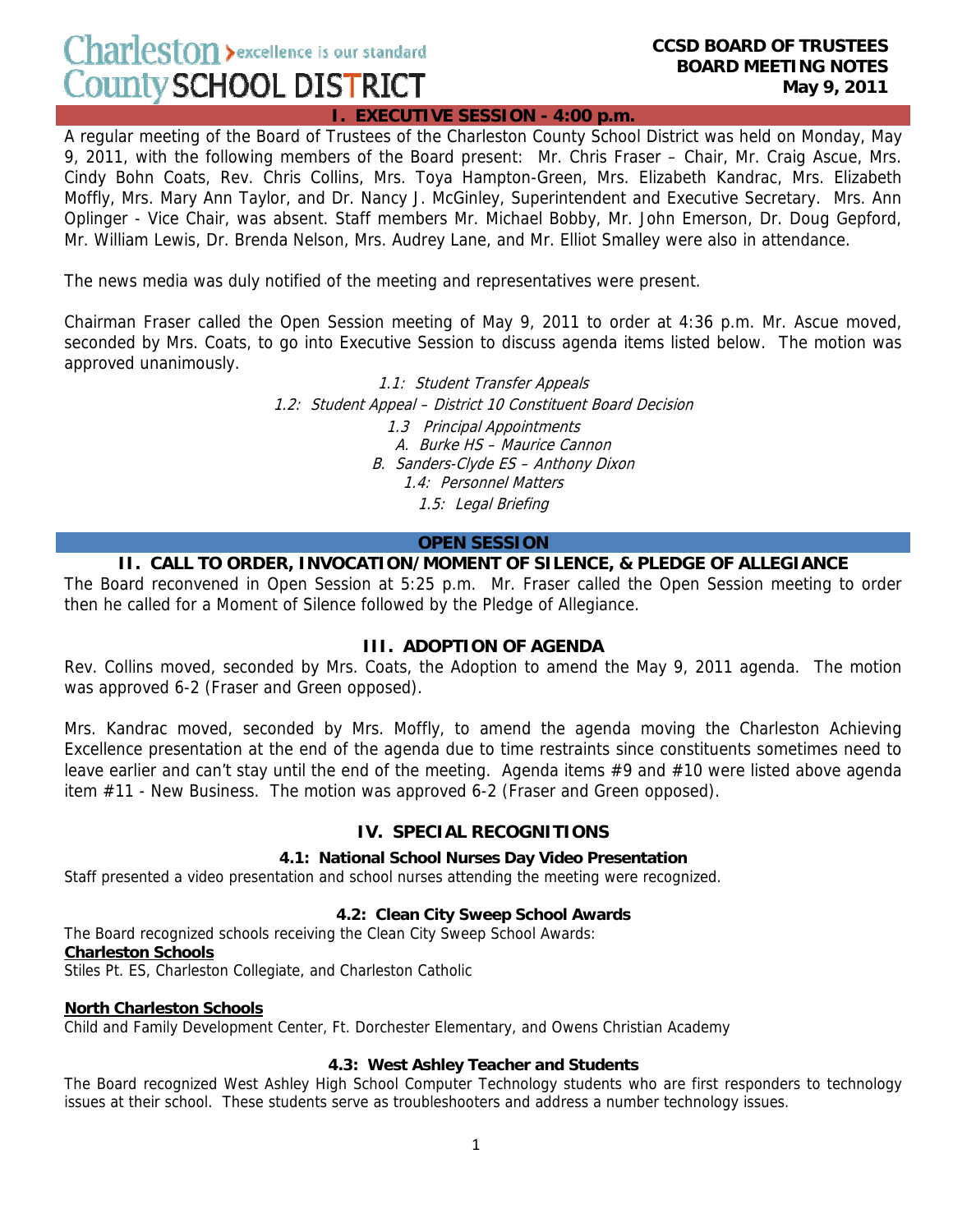Charleston > excellence is our standard
County SCHOOL DISTRICT

**CCSD BOARD OF TRUSTEES**
**BOARD MEETING NOTES**
**May 9, 2011**

## I. EXECUTIVE SESSION - 4:00 p.m.

A regular meeting of the Board of Trustees of the Charleston County School District was held on Monday, May 9, 2011, with the following members of the Board present: Mr. Chris Fraser – Chair, Mr. Craig Ascue, Mrs. Cindy Bohn Coats, Rev. Chris Collins, Mrs. Toya Hampton-Green, Mrs. Elizabeth Kandrac, Mrs. Elizabeth Moffly, Mrs. Mary Ann Taylor, and Dr. Nancy J. McGinley, Superintendent and Executive Secretary. Mrs. Ann Oplinger - Vice Chair, was absent. Staff members Mr. Michael Bobby, Mr. John Emerson, Dr. Doug Gepford, Mr. William Lewis, Dr. Brenda Nelson, Mrs. Audrey Lane, and Mr. Elliot Smalley were also in attendance.

The news media was duly notified of the meeting and representatives were present.

Chairman Fraser called the Open Session meeting of May 9, 2011 to order at 4:36 p.m. Mr. Ascue moved, seconded by Mrs. Coats, to go into Executive Session to discuss agenda items listed below. The motion was approved unanimously.

*1.1: Student Transfer Appeals*
*1.2: Student Appeal – District 10 Constituent Board Decision*
*1.3 Principal Appointments*
*A. Burke HS – Maurice Cannon*
*B. Sanders-Clyde ES – Anthony Dixon*
*1.4: Personnel Matters*
*1.5: Legal Briefing*

## OPEN SESSION

### II. CALL TO ORDER, INVOCATION/MOMENT OF SILENCE, & PLEDGE OF ALLEGIANCE

The Board reconvened in Open Session at 5:25 p.m. Mr. Fraser called the Open Session meeting to order then he called for a Moment of Silence followed by the Pledge of Allegiance.

### III. ADOPTION OF AGENDA

Rev. Collins moved, seconded by Mrs. Coats, the Adoption to amend the May 9, 2011 agenda. The motion was approved 6-2 (Fraser and Green opposed).

Mrs. Kandrac moved, seconded by Mrs. Moffly, to amend the agenda moving the Charleston Achieving Excellence presentation at the end of the agenda due to time restraints since constituents sometimes need to leave earlier and can't stay until the end of the meeting. Agenda items #9 and #10 were listed above agenda item #11 - New Business. The motion was approved 6-2 (Fraser and Green opposed).

### IV. SPECIAL RECOGNITIONS

#### 4.1: National School Nurses Day Video Presentation

Staff presented a video presentation and school nurses attending the meeting were recognized.

#### 4.2: Clean City Sweep School Awards

The Board recognized schools receiving the Clean City Sweep School Awards:

**Charleston Schools**
Stiles Pt. ES, Charleston Collegiate, and Charleston Catholic

**North Charleston Schools**
Child and Family Development Center, Ft. Dorchester Elementary, and Owens Christian Academy

#### 4.3: West Ashley Teacher and Students

The Board recognized West Ashley High School Computer Technology students who are first responders to technology issues at their school. These students serve as troubleshooters and address a number technology issues.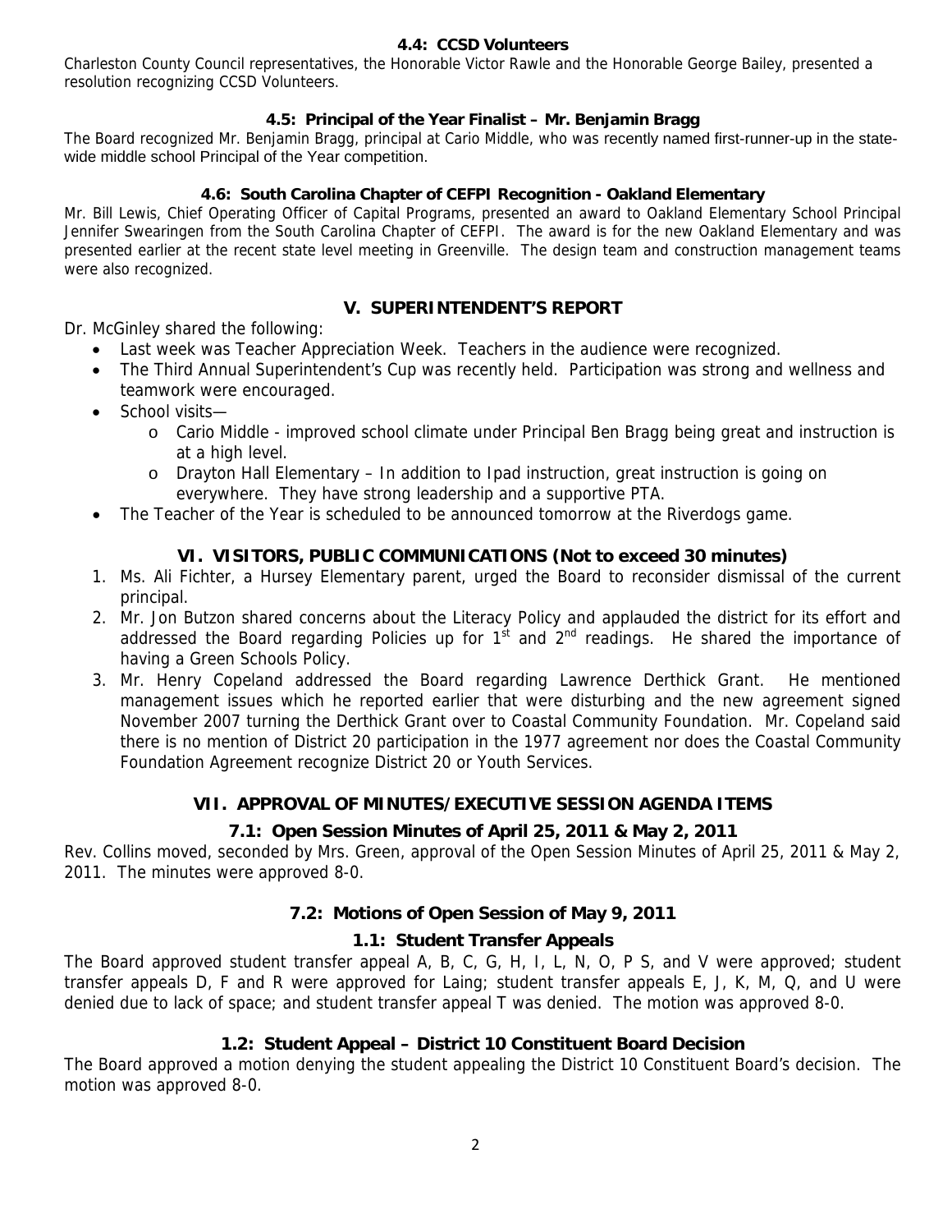#### 4.4: CCSD Volunteers

Charleston County Council representatives, the Honorable Victor Rawle and the Honorable George Bailey, presented a resolution recognizing CCSD Volunteers.

#### 4.5: Principal of the Year Finalist – Mr. Benjamin Bragg

The Board recognized Mr. Benjamin Bragg, principal at Cario Middle, who was recently named first-runner-up in the state-wide middle school Principal of the Year competition.

#### 4.6: South Carolina Chapter of CEFPI Recognition - Oakland Elementary

Mr. Bill Lewis, Chief Operating Officer of Capital Programs, presented an award to Oakland Elementary School Principal Jennifer Swearingen from the South Carolina Chapter of CEFPI. The award is for the new Oakland Elementary and was presented earlier at the recent state level meeting in Greenville. The design team and construction management teams were also recognized.

## V. SUPERINTENDENT'S REPORT

Dr. McGinley shared the following:

- Last week was Teacher Appreciation Week. Teachers in the audience were recognized.
- The Third Annual Superintendent's Cup was recently held. Participation was strong and wellness and teamwork were encouraged.
- School visits—
  - Cario Middle - improved school climate under Principal Ben Bragg being great and instruction is at a high level.
  - Drayton Hall Elementary – In addition to Ipad instruction, great instruction is going on everywhere. They have strong leadership and a supportive PTA.
- The Teacher of the Year is scheduled to be announced tomorrow at the Riverdogs game.

## VI. VISITORS, PUBLIC COMMUNICATIONS (Not to exceed 30 minutes)

1. Ms. Ali Fichter, a Hursey Elementary parent, urged the Board to reconsider dismissal of the current principal.
2. Mr. Jon Butzon shared concerns about the Literacy Policy and applauded the district for its effort and addressed the Board regarding Policies up for 1st and 2nd readings. He shared the importance of having a Green Schools Policy.
3. Mr. Henry Copeland addressed the Board regarding Lawrence Derthick Grant. He mentioned management issues which he reported earlier that were disturbing and the new agreement signed November 2007 turning the Derthick Grant over to Coastal Community Foundation. Mr. Copeland said there is no mention of District 20 participation in the 1977 agreement nor does the Coastal Community Foundation Agreement recognize District 20 or Youth Services.

## VII. APPROVAL OF MINUTES/EXECUTIVE SESSION AGENDA ITEMS

### 7.1: Open Session Minutes of April 25, 2011 & May 2, 2011

Rev. Collins moved, seconded by Mrs. Green, approval of the Open Session Minutes of April 25, 2011 & May 2, 2011. The minutes were approved 8-0.

### 7.2: Motions of Open Session of May 9, 2011

### 1.1: Student Transfer Appeals

The Board approved student transfer appeal A, B, C, G, H, I, L, N, O, P S, and V were approved; student transfer appeals D, F and R were approved for Laing; student transfer appeals E, J, K, M, Q, and U were denied due to lack of space; and student transfer appeal T was denied. The motion was approved 8-0.

### 1.2: Student Appeal – District 10 Constituent Board Decision

The Board approved a motion denying the student appealing the District 10 Constituent Board's decision. The motion was approved 8-0.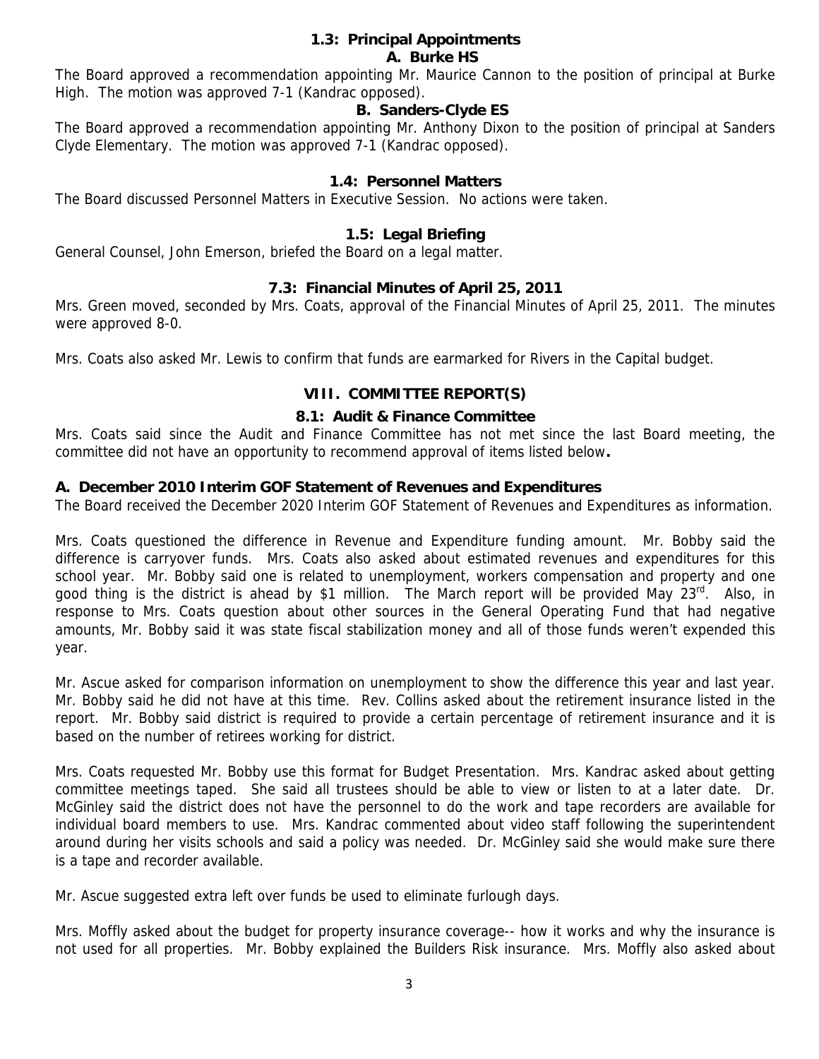### 1.3: Principal Appointments

**A. Burke HS**

The Board approved a recommendation appointing Mr. Maurice Cannon to the position of principal at Burke High. The motion was approved 7-1 (Kandrac opposed).

**B. Sanders-Clyde ES**

The Board approved a recommendation appointing Mr. Anthony Dixon to the position of principal at Sanders Clyde Elementary. The motion was approved 7-1 (Kandrac opposed).

### 1.4: Personnel Matters

The Board discussed Personnel Matters in Executive Session. No actions were taken.

### 1.5: Legal Briefing

General Counsel, John Emerson, briefed the Board on a legal matter.

### 7.3: Financial Minutes of April 25, 2011

Mrs. Green moved, seconded by Mrs. Coats, approval of the Financial Minutes of April 25, 2011. The minutes were approved 8-0.

Mrs. Coats also asked Mr. Lewis to confirm that funds are earmarked for Rivers in the Capital budget.

## VIII. COMMITTEE REPORT(S)

### 8.1: Audit & Finance Committee

Mrs. Coats said since the Audit and Finance Committee has not met since the last Board meeting, the committee did not have an opportunity to recommend approval of items listed below**.**

**A. December 2010 Interim GOF Statement of Revenues and Expenditures**

The Board received the December 2020 Interim GOF Statement of Revenues and Expenditures as information.

Mrs. Coats questioned the difference in Revenue and Expenditure funding amount. Mr. Bobby said the difference is carryover funds. Mrs. Coats also asked about estimated revenues and expenditures for this school year. Mr. Bobby said one is related to unemployment, workers compensation and property and one good thing is the district is ahead by $1 million. The March report will be provided May 23rd. Also, in response to Mrs. Coats question about other sources in the General Operating Fund that had negative amounts, Mr. Bobby said it was state fiscal stabilization money and all of those funds weren't expended this year.

Mr. Ascue asked for comparison information on unemployment to show the difference this year and last year. Mr. Bobby said he did not have at this time. Rev. Collins asked about the retirement insurance listed in the report. Mr. Bobby said district is required to provide a certain percentage of retirement insurance and it is based on the number of retirees working for district.

Mrs. Coats requested Mr. Bobby use this format for Budget Presentation. Mrs. Kandrac asked about getting committee meetings taped. She said all trustees should be able to view or listen to at a later date. Dr. McGinley said the district does not have the personnel to do the work and tape recorders are available for individual board members to use. Mrs. Kandrac commented about video staff following the superintendent around during her visits schools and said a policy was needed. Dr. McGinley said she would make sure there is a tape and recorder available.

Mr. Ascue suggested extra left over funds be used to eliminate furlough days.

Mrs. Moffly asked about the budget for property insurance coverage-- how it works and why the insurance is not used for all properties. Mr. Bobby explained the Builders Risk insurance. Mrs. Moffly also asked about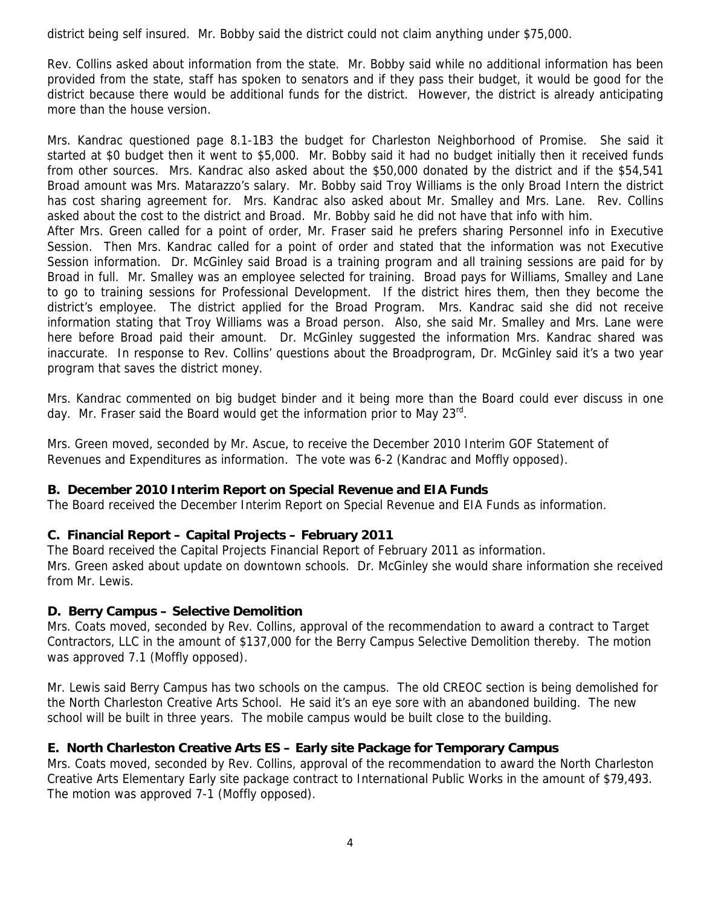district being self insured. Mr. Bobby said the district could not claim anything under $75,000.

Rev. Collins asked about information from the state. Mr. Bobby said while no additional information has been provided from the state, staff has spoken to senators and if they pass their budget, it would be good for the district because there would be additional funds for the district. However, the district is already anticipating more than the house version.

Mrs. Kandrac questioned page 8.1-1B3 the budget for Charleston Neighborhood of Promise. She said it started at $0 budget then it went to $5,000. Mr. Bobby said it had no budget initially then it received funds from other sources. Mrs. Kandrac also asked about the $50,000 donated by the district and if the $54,541 Broad amount was Mrs. Matarazzo's salary. Mr. Bobby said Troy Williams is the only Broad Intern the district has cost sharing agreement for. Mrs. Kandrac also asked about Mr. Smalley and Mrs. Lane. Rev. Collins asked about the cost to the district and Broad. Mr. Bobby said he did not have that info with him.
After Mrs. Green called for a point of order, Mr. Fraser said he prefers sharing Personnel info in Executive Session. Then Mrs. Kandrac called for a point of order and stated that the information was not Executive Session information. Dr. McGinley said Broad is a training program and all training sessions are paid for by Broad in full. Mr. Smalley was an employee selected for training. Broad pays for Williams, Smalley and Lane to go to training sessions for Professional Development. If the district hires them, then they become the district's employee. The district applied for the Broad Program. Mrs. Kandrac said she did not receive information stating that Troy Williams was a Broad person. Also, she said Mr. Smalley and Mrs. Lane were here before Broad paid their amount. Dr. McGinley suggested the information Mrs. Kandrac shared was inaccurate. In response to Rev. Collins' questions about the Broadprogram, Dr. McGinley said it's a two year program that saves the district money.

Mrs. Kandrac commented on big budget binder and it being more than the Board could ever discuss in one day. Mr. Fraser said the Board would get the information prior to May 23rd.

Mrs. Green moved, seconded by Mr. Ascue, to receive the December 2010 Interim GOF Statement of Revenues and Expenditures as information. The vote was 6-2 (Kandrac and Moffly opposed).

**B. December 2010 Interim Report on Special Revenue and EIA Funds**
The Board received the December Interim Report on Special Revenue and EIA Funds as information.

**C. Financial Report – Capital Projects – February 2011**
The Board received the Capital Projects Financial Report of February 2011 as information.
Mrs. Green asked about update on downtown schools. Dr. McGinley she would share information she received from Mr. Lewis.

**D. Berry Campus – Selective Demolition**
Mrs. Coats moved, seconded by Rev. Collins, approval of the recommendation to award a contract to Target Contractors, LLC in the amount of $137,000 for the Berry Campus Selective Demolition thereby. The motion was approved 7.1 (Moffly opposed).

Mr. Lewis said Berry Campus has two schools on the campus. The old CREOC section is being demolished for the North Charleston Creative Arts School. He said it's an eye sore with an abandoned building. The new school will be built in three years. The mobile campus would be built close to the building.

**E. North Charleston Creative Arts ES – Early site Package for Temporary Campus**
Mrs. Coats moved, seconded by Rev. Collins, approval of the recommendation to award the North Charleston Creative Arts Elementary Early site package contract to International Public Works in the amount of $79,493. The motion was approved 7-1 (Moffly opposed).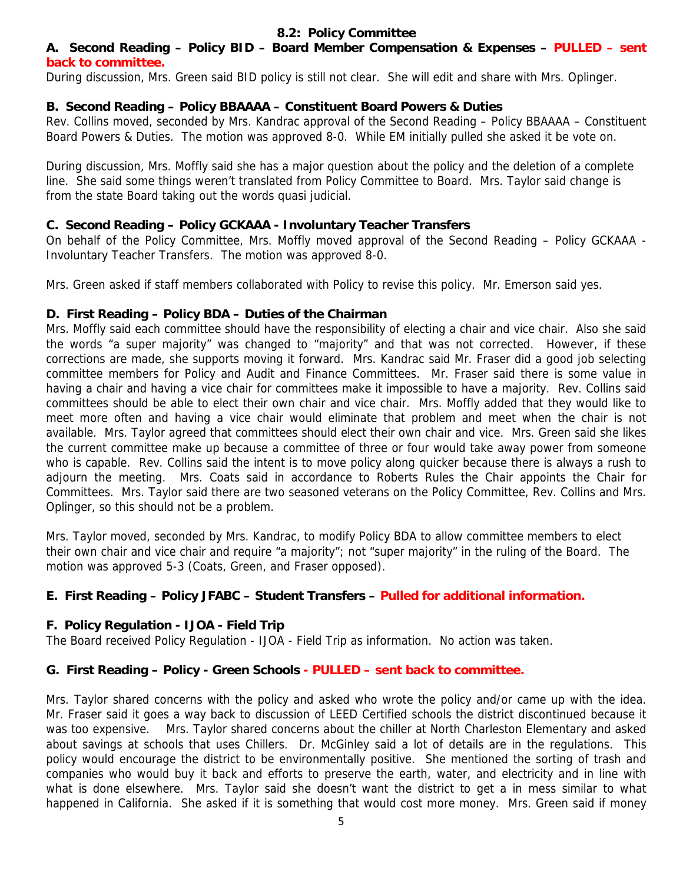## 8.2: Policy Committee

### A. Second Reading – Policy BID – Board Member Compensation & Expenses – **PULLED – sent back to committee.**

During discussion, Mrs. Green said BID policy is still not clear. She will edit and share with Mrs. Oplinger.

### B. Second Reading – Policy BBAAAA – Constituent Board Powers & Duties

Rev. Collins moved, seconded by Mrs. Kandrac approval of the Second Reading – Policy BBAAAA – Constituent Board Powers & Duties. The motion was approved 8-0. While EM initially pulled she asked it be vote on.

During discussion, Mrs. Moffly said she has a major question about the policy and the deletion of a complete line. She said some things weren't translated from Policy Committee to Board. Mrs. Taylor said change is from the state Board taking out the words quasi judicial.

### C. Second Reading – Policy GCKAAA - Involuntary Teacher Transfers

On behalf of the Policy Committee, Mrs. Moffly moved approval of the Second Reading – Policy GCKAAA - Involuntary Teacher Transfers. The motion was approved 8-0.

Mrs. Green asked if staff members collaborated with Policy to revise this policy. Mr. Emerson said yes.

### D. First Reading – Policy BDA – Duties of the Chairman

Mrs. Moffly said each committee should have the responsibility of electing a chair and vice chair. Also she said the words "a super majority" was changed to "majority" and that was not corrected. However, if these corrections are made, she supports moving it forward. Mrs. Kandrac said Mr. Fraser did a good job selecting committee members for Policy and Audit and Finance Committees. Mr. Fraser said there is some value in having a chair and having a vice chair for committees make it impossible to have a majority. Rev. Collins said committees should be able to elect their own chair and vice chair. Mrs. Moffly added that they would like to meet more often and having a vice chair would eliminate that problem and meet when the chair is not available. Mrs. Taylor agreed that committees should elect their own chair and vice. Mrs. Green said she likes the current committee make up because a committee of three or four would take away power from someone who is capable. Rev. Collins said the intent is to move policy along quicker because there is always a rush to adjourn the meeting. Mrs. Coats said in accordance to Roberts Rules the Chair appoints the Chair for Committees. Mrs. Taylor said there are two seasoned veterans on the Policy Committee, Rev. Collins and Mrs. Oplinger, so this should not be a problem.

Mrs. Taylor moved, seconded by Mrs. Kandrac, to modify Policy BDA to allow committee members to elect their own chair and vice chair and require "a majority"; not "super majority" in the ruling of the Board. The motion was approved 5-3 (Coats, Green, and Fraser opposed).

### E. First Reading – Policy JFABC – Student Transfers – **Pulled for additional information.**

### F. Policy Regulation - IJOA - Field Trip

The Board received Policy Regulation - IJOA - Field Trip as information. No action was taken.

### G. First Reading – Policy - Green Schools - **PULLED – sent back to committee.**

Mrs. Taylor shared concerns with the policy and asked who wrote the policy and/or came up with the idea. Mr. Fraser said it goes a way back to discussion of LEED Certified schools the district discontinued because it was too expensive. Mrs. Taylor shared concerns about the chiller at North Charleston Elementary and asked about savings at schools that uses Chillers. Dr. McGinley said a lot of details are in the regulations. This policy would encourage the district to be environmentally positive. She mentioned the sorting of trash and companies who would buy it back and efforts to preserve the earth, water, and electricity and in line with what is done elsewhere. Mrs. Taylor said she doesn't want the district to get a in mess similar to what happened in California. She asked if it is something that would cost more money. Mrs. Green said if money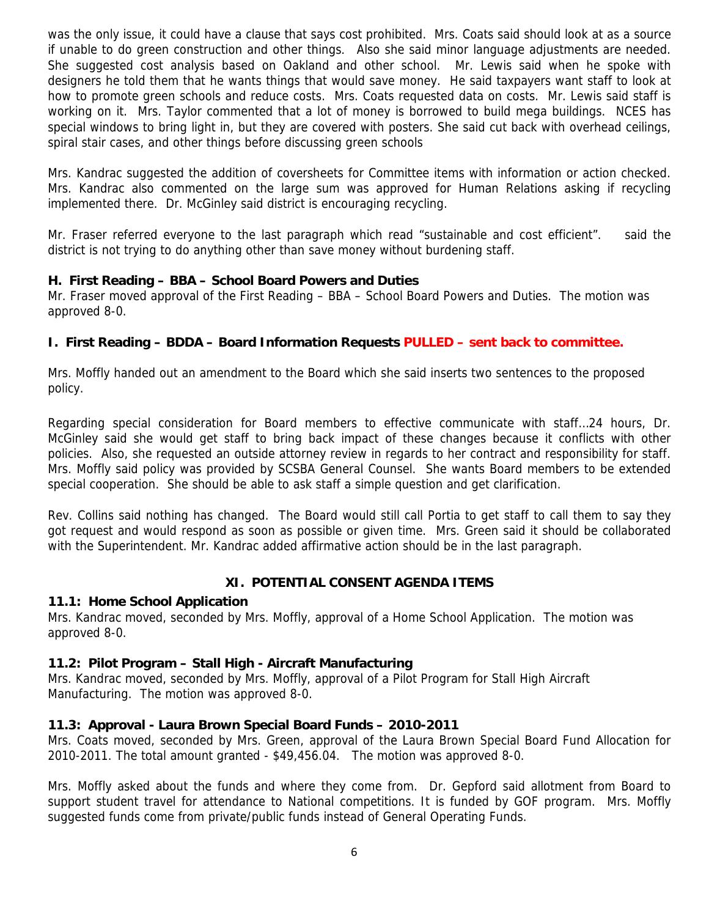was the only issue, it could have a clause that says cost prohibited. Mrs. Coats said should look at as a source if unable to do green construction and other things. Also she said minor language adjustments are needed. She suggested cost analysis based on Oakland and other school. Mr. Lewis said when he spoke with designers he told them that he wants things that would save money. He said taxpayers want staff to look at how to promote green schools and reduce costs. Mrs. Coats requested data on costs. Mr. Lewis said staff is working on it. Mrs. Taylor commented that a lot of money is borrowed to build mega buildings. NCES has special windows to bring light in, but they are covered with posters. She said cut back with overhead ceilings, spiral stair cases, and other things before discussing green schools

Mrs. Kandrac suggested the addition of coversheets for Committee items with information or action checked. Mrs. Kandrac also commented on the large sum was approved for Human Relations asking if recycling implemented there. Dr. McGinley said district is encouraging recycling.

Mr. Fraser referred everyone to the last paragraph which read "sustainable and cost efficient". said the district is not trying to do anything other than save money without burdening staff.

### H. First Reading – BBA – School Board Powers and Duties

Mr. Fraser moved approval of the First Reading – BBA – School Board Powers and Duties. The motion was approved 8-0.

### I. First Reading – BDDA – Board Information Requests PULLED – sent back to committee.

Mrs. Moffly handed out an amendment to the Board which she said inserts two sentences to the proposed policy.

Regarding special consideration for Board members to effective communicate with staff…24 hours, Dr. McGinley said she would get staff to bring back impact of these changes because it conflicts with other policies. Also, she requested an outside attorney review in regards to her contract and responsibility for staff. Mrs. Moffly said policy was provided by SCSBA General Counsel. She wants Board members to be extended special cooperation. She should be able to ask staff a simple question and get clarification.

Rev. Collins said nothing has changed. The Board would still call Portia to get staff to call them to say they got request and would respond as soon as possible or given time. Mrs. Green said it should be collaborated with the Superintendent. Mr. Kandrac added affirmative action should be in the last paragraph.

## XI. POTENTIAL CONSENT AGENDA ITEMS

### 11.1: Home School Application

Mrs. Kandrac moved, seconded by Mrs. Moffly, approval of a Home School Application. The motion was approved 8-0.

### 11.2: Pilot Program – Stall High - Aircraft Manufacturing

Mrs. Kandrac moved, seconded by Mrs. Moffly, approval of a Pilot Program for Stall High Aircraft Manufacturing. The motion was approved 8-0.

### 11.3: Approval - Laura Brown Special Board Funds – 2010-2011

Mrs. Coats moved, seconded by Mrs. Green, approval of the Laura Brown Special Board Fund Allocation for 2010-2011. The total amount granted - $49,456.04. The motion was approved 8-0.

Mrs. Moffly asked about the funds and where they come from. Dr. Gepford said allotment from Board to support student travel for attendance to National competitions. It is funded by GOF program. Mrs. Moffly suggested funds come from private/public funds instead of General Operating Funds.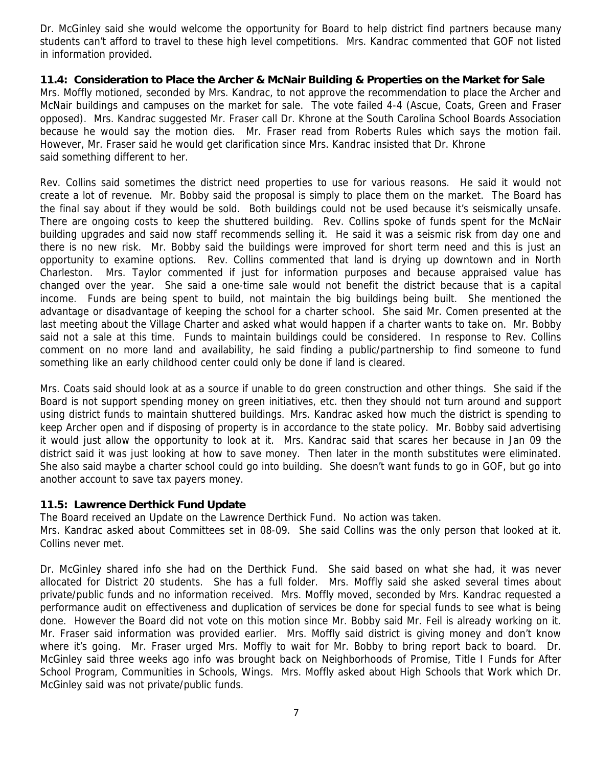Dr. McGinley said she would welcome the opportunity for Board to help district find partners because many students can't afford to travel to these high level competitions. Mrs. Kandrac commented that GOF not listed in information provided.

**11.4: Consideration to Place the Archer & McNair Building & Properties on the Market for Sale**

Mrs. Moffly motioned, seconded by Mrs. Kandrac, to not approve the recommendation to place the Archer and McNair buildings and campuses on the market for sale. The vote failed 4-4 (Ascue, Coats, Green and Fraser opposed). Mrs. Kandrac suggested Mr. Fraser call Dr. Khrone at the South Carolina School Boards Association because he would say the motion dies. Mr. Fraser read from Roberts Rules which says the motion fail. However, Mr. Fraser said he would get clarification since Mrs. Kandrac insisted that Dr. Khrone said something different to her.

Rev. Collins said sometimes the district need properties to use for various reasons. He said it would not create a lot of revenue. Mr. Bobby said the proposal is simply to place them on the market. The Board has the final say about if they would be sold. Both buildings could not be used because it's seismically unsafe. There are ongoing costs to keep the shuttered building. Rev. Collins spoke of funds spent for the McNair building upgrades and said now staff recommends selling it. He said it was a seismic risk from day one and there is no new risk. Mr. Bobby said the buildings were improved for short term need and this is just an opportunity to examine options. Rev. Collins commented that land is drying up downtown and in North Charleston. Mrs. Taylor commented if just for information purposes and because appraised value has changed over the year. She said a one-time sale would not benefit the district because that is a capital income. Funds are being spent to build, not maintain the big buildings being built. She mentioned the advantage or disadvantage of keeping the school for a charter school. She said Mr. Comen presented at the last meeting about the Village Charter and asked what would happen if a charter wants to take on. Mr. Bobby said not a sale at this time. Funds to maintain buildings could be considered. In response to Rev. Collins comment on no more land and availability, he said finding a public/partnership to find someone to fund something like an early childhood center could only be done if land is cleared.

Mrs. Coats said should look at as a source if unable to do green construction and other things. She said if the Board is not support spending money on green initiatives, etc. then they should not turn around and support using district funds to maintain shuttered buildings. Mrs. Kandrac asked how much the district is spending to keep Archer open and if disposing of property is in accordance to the state policy. Mr. Bobby said advertising it would just allow the opportunity to look at it. Mrs. Kandrac said that scares her because in Jan 09 the district said it was just looking at how to save money. Then later in the month substitutes were eliminated. She also said maybe a charter school could go into building. She doesn't want funds to go in GOF, but go into another account to save tax payers money.

**11.5: Lawrence Derthick Fund Update**

The Board received an Update on the Lawrence Derthick Fund. No action was taken.
Mrs. Kandrac asked about Committees set in 08-09. She said Collins was the only person that looked at it. Collins never met.

Dr. McGinley shared info she had on the Derthick Fund. She said based on what she had, it was never allocated for District 20 students. She has a full folder. Mrs. Moffly said she asked several times about private/public funds and no information received. Mrs. Moffly moved, seconded by Mrs. Kandrac requested a performance audit on effectiveness and duplication of services be done for special funds to see what is being done. However the Board did not vote on this motion since Mr. Bobby said Mr. Feil is already working on it. Mr. Fraser said information was provided earlier. Mrs. Moffly said district is giving money and don't know where it's going. Mr. Fraser urged Mrs. Moffly to wait for Mr. Bobby to bring report back to board. Dr. McGinley said three weeks ago info was brought back on Neighborhoods of Promise, Title I Funds for After School Program, Communities in Schools, Wings. Mrs. Moffly asked about High Schools that Work which Dr. McGinley said was not private/public funds.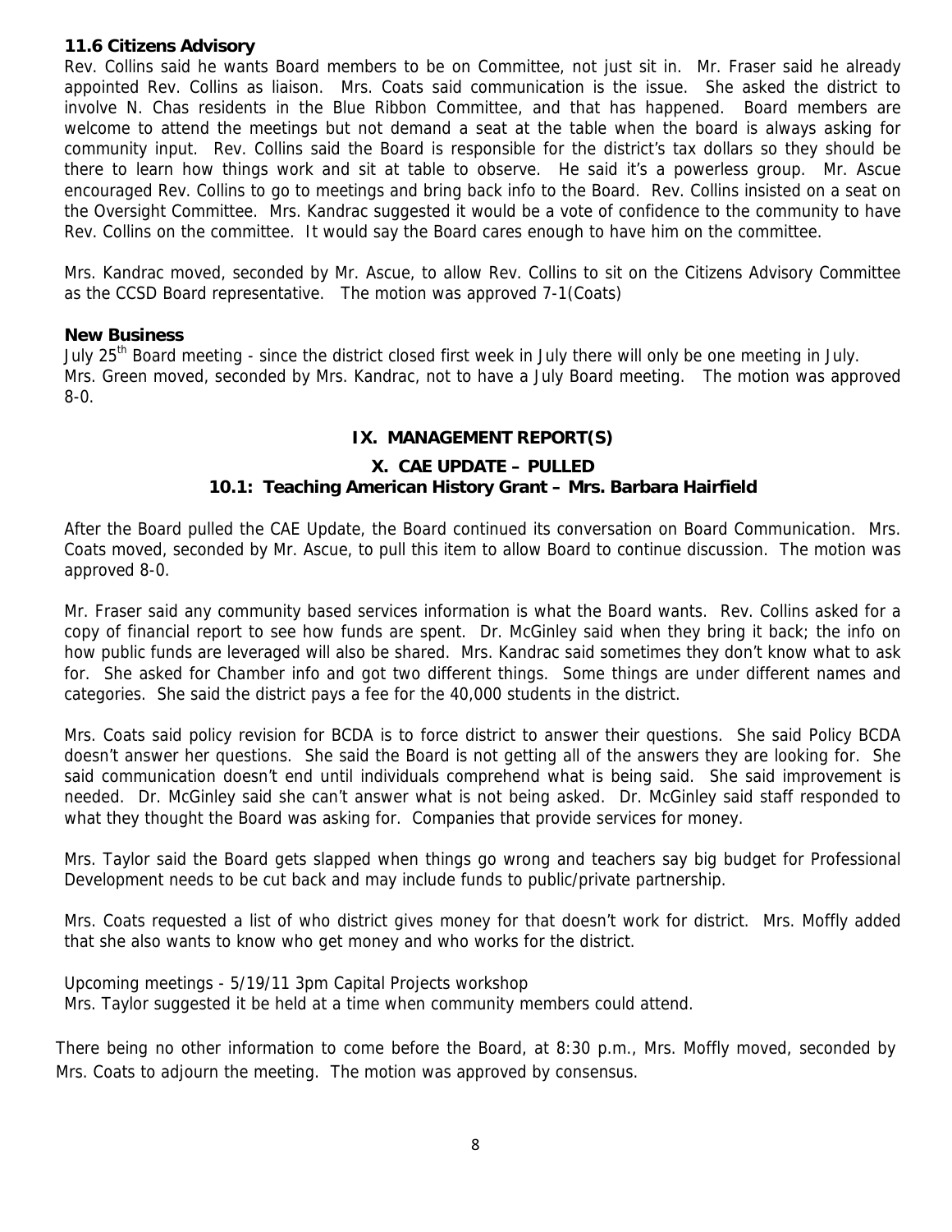### 11.6 Citizens Advisory

Rev. Collins said he wants Board members to be on Committee, not just sit in. Mr. Fraser said he already appointed Rev. Collins as liaison. Mrs. Coats said communication is the issue. She asked the district to involve N. Chas residents in the Blue Ribbon Committee, and that has happened. Board members are welcome to attend the meetings but not demand a seat at the table when the board is always asking for community input. Rev. Collins said the Board is responsible for the district's tax dollars so they should be there to learn how things work and sit at table to observe. He said it's a powerless group. Mr. Ascue encouraged Rev. Collins to go to meetings and bring back info to the Board. Rev. Collins insisted on a seat on the Oversight Committee. Mrs. Kandrac suggested it would be a vote of confidence to the community to have Rev. Collins on the committee. It would say the Board cares enough to have him on the committee.

Mrs. Kandrac moved, seconded by Mr. Ascue, to allow Rev. Collins to sit on the Citizens Advisory Committee as the CCSD Board representative. The motion was approved 7-1(Coats)

### New Business

July 25th Board meeting - since the district closed first week in July there will only be one meeting in July. Mrs. Green moved, seconded by Mrs. Kandrac, not to have a July Board meeting. The motion was approved 8-0.

## IX. MANAGEMENT REPORT(S)

## X. CAE UPDATE – PULLED

### 10.1: Teaching American History Grant – Mrs. Barbara Hairfield

After the Board pulled the CAE Update, the Board continued its conversation on Board Communication. Mrs. Coats moved, seconded by Mr. Ascue, to pull this item to allow Board to continue discussion. The motion was approved 8-0.

Mr. Fraser said any community based services information is what the Board wants. Rev. Collins asked for a copy of financial report to see how funds are spent. Dr. McGinley said when they bring it back; the info on how public funds are leveraged will also be shared. Mrs. Kandrac said sometimes they don't know what to ask for. She asked for Chamber info and got two different things. Some things are under different names and categories. She said the district pays a fee for the 40,000 students in the district.

Mrs. Coats said policy revision for BCDA is to force district to answer their questions. She said Policy BCDA doesn't answer her questions. She said the Board is not getting all of the answers they are looking for. She said communication doesn't end until individuals comprehend what is being said. She said improvement is needed. Dr. McGinley said she can't answer what is not being asked. Dr. McGinley said staff responded to what they thought the Board was asking for. Companies that provide services for money.

Mrs. Taylor said the Board gets slapped when things go wrong and teachers say big budget for Professional Development needs to be cut back and may include funds to public/private partnership.

Mrs. Coats requested a list of who district gives money for that doesn't work for district. Mrs. Moffly added that she also wants to know who get money and who works for the district.

Upcoming meetings - 5/19/11 3pm Capital Projects workshop
Mrs. Taylor suggested it be held at a time when community members could attend.

There being no other information to come before the Board, at 8:30 p.m., Mrs. Moffly moved, seconded by Mrs. Coats to adjourn the meeting. The motion was approved by consensus.